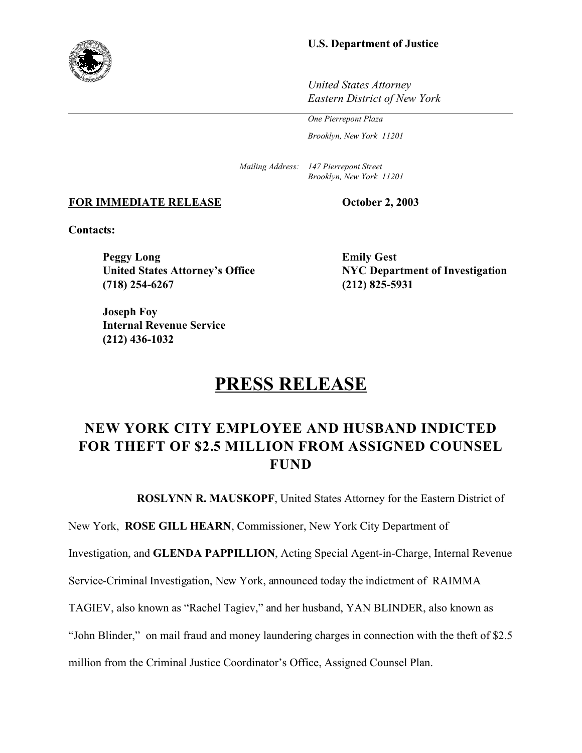**U.S. Department of Justice**

*United States Attorney*
*Eastern District of New York*

*One Pierrepont Plaza*
*Brooklyn, New York 11201*

*Mailing Address: 147 Pierrepont Street*
*Brooklyn, New York 11201*

**FOR IMMEDIATE RELEASE** **October 2, 2003**

**Contacts:**

**Peggy Long**
**United States Attorney's Office**
**(718) 254-6267**

**Emily Gest**
**NYC Department of Investigation**
**(212) 825-5931**

**Joseph Foy**
**Internal Revenue Service**
**(212) 436-1032**

# PRESS RELEASE

## NEW YORK CITY EMPLOYEE AND HUSBAND INDICTED FOR THEFT OF $2.5 MILLION FROM ASSIGNED COUNSEL FUND

**ROSLYNN R. MAUSKOPF**, United States Attorney for the Eastern District of New York, **ROSE GILL HEARN**, Commissioner, New York City Department of Investigation, and **GLENDA PAPPILLION**, Acting Special Agent-in-Charge, Internal Revenue Service-Criminal Investigation, New York, announced today the indictment of RAIMMA TAGIEV, also known as "Rachel Tagiev," and her husband, YAN BLINDER, also known as "John Blinder," on mail fraud and money laundering charges in connection with the theft of $2.5 million from the Criminal Justice Coordinator's Office, Assigned Counsel Plan.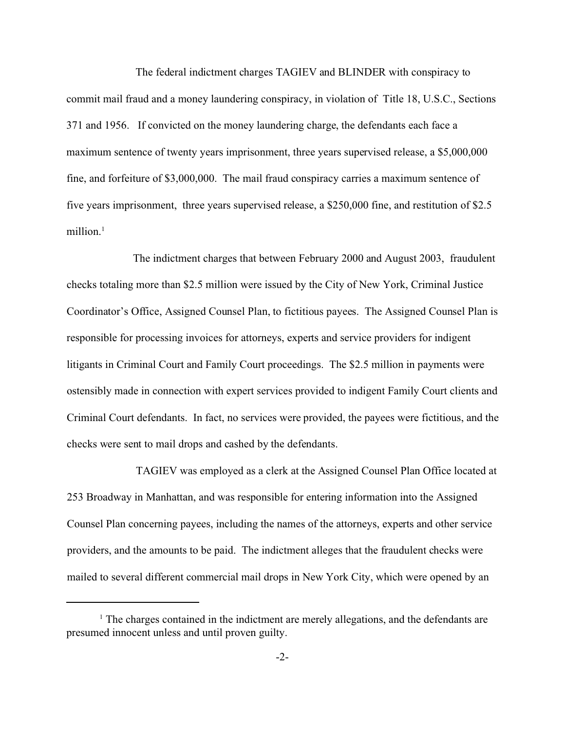The federal indictment charges TAGIEV and BLINDER with conspiracy to commit mail fraud and a money laundering conspiracy, in violation of Title 18, U.S.C., Sections 371 and 1956. If convicted on the money laundering charge, the defendants each face a maximum sentence of twenty years imprisonment, three years supervised release, a $5,000,000 fine, and forfeiture of $3,000,000. The mail fraud conspiracy carries a maximum sentence of five years imprisonment, three years supervised release, a $250,000 fine, and restitution of $2.5 million.[1]

The indictment charges that between February 2000 and August 2003, fraudulent checks totaling more than $2.5 million were issued by the City of New York, Criminal Justice Coordinator's Office, Assigned Counsel Plan, to fictitious payees. The Assigned Counsel Plan is responsible for processing invoices for attorneys, experts and service providers for indigent litigants in Criminal Court and Family Court proceedings. The $2.5 million in payments were ostensibly made in connection with expert services provided to indigent Family Court clients and Criminal Court defendants. In fact, no services were provided, the payees were fictitious, and the checks were sent to mail drops and cashed by the defendants.

TAGIEV was employed as a clerk at the Assigned Counsel Plan Office located at 253 Broadway in Manhattan, and was responsible for entering information into the Assigned Counsel Plan concerning payees, including the names of the attorneys, experts and other service providers, and the amounts to be paid. The indictment alleges that the fraudulent checks were mailed to several different commercial mail drops in New York City, which were opened by an

---

[1] The charges contained in the indictment are merely allegations, and the defendants are presumed innocent unless and until proven guilty.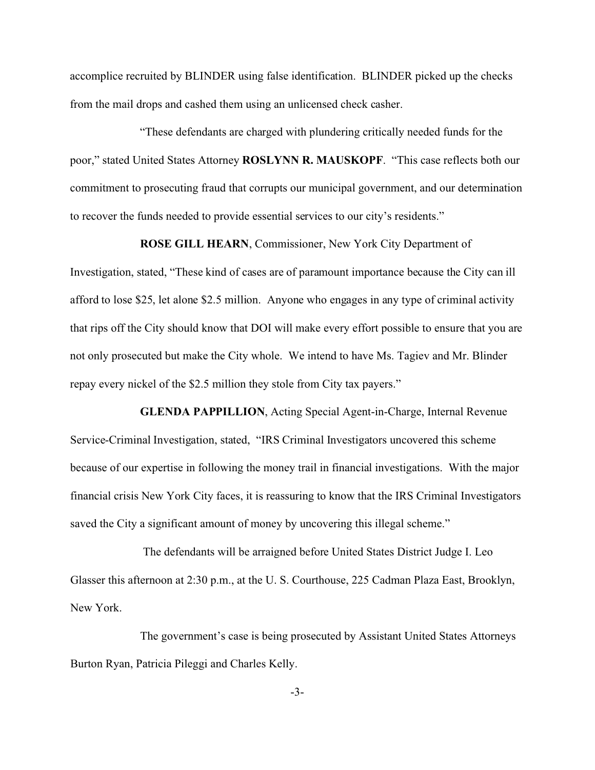accomplice recruited by BLINDER using false identification. BLINDER picked up the checks from the mail drops and cashed them using an unlicensed check casher.

"These defendants are charged with plundering critically needed funds for the poor," stated United States Attorney **ROSLYNN R. MAUSKOPF**. "This case reflects both our commitment to prosecuting fraud that corrupts our municipal government, and our determination to recover the funds needed to provide essential services to our city's residents."

**ROSE GILL HEARN**, Commissioner, New York City Department of Investigation, stated, "These kind of cases are of paramount importance because the City can ill afford to lose $25, let alone $2.5 million. Anyone who engages in any type of criminal activity that rips off the City should know that DOI will make every effort possible to ensure that you are not only prosecuted but make the City whole. We intend to have Ms. Tagiev and Mr. Blinder repay every nickel of the $2.5 million they stole from City tax payers."

**GLENDA PAPPILLION**, Acting Special Agent-in-Charge, Internal Revenue Service-Criminal Investigation, stated, "IRS Criminal Investigators uncovered this scheme because of our expertise in following the money trail in financial investigations. With the major financial crisis New York City faces, it is reassuring to know that the IRS Criminal Investigators saved the City a significant amount of money by uncovering this illegal scheme."

The defendants will be arraigned before United States District Judge I. Leo Glasser this afternoon at 2:30 p.m., at the U. S. Courthouse, 225 Cadman Plaza East, Brooklyn, New York.

The government's case is being prosecuted by Assistant United States Attorneys Burton Ryan, Patricia Pileggi and Charles Kelly.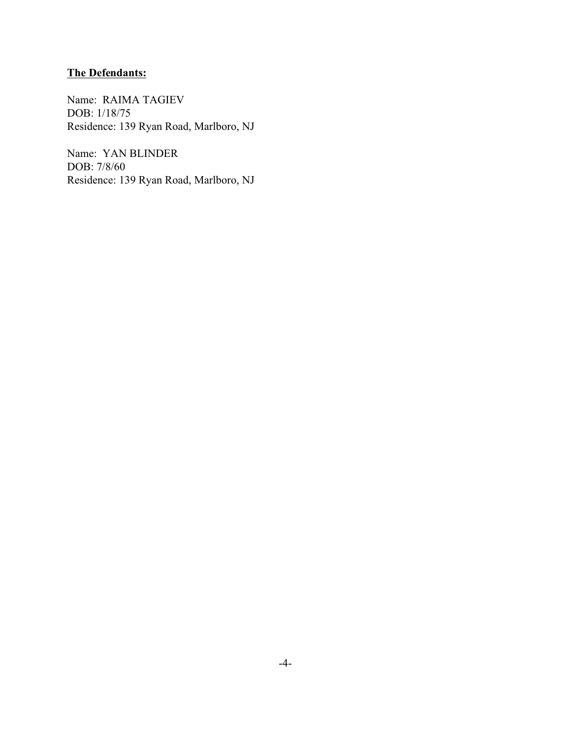**The Defendants:**

Name: RAIMA TAGIEV
DOB: 1/18/75
Residence: 139 Ryan Road, Marlboro, NJ

Name: YAN BLINDER
DOB: 7/8/60
Residence: 139 Ryan Road, Marlboro, NJ